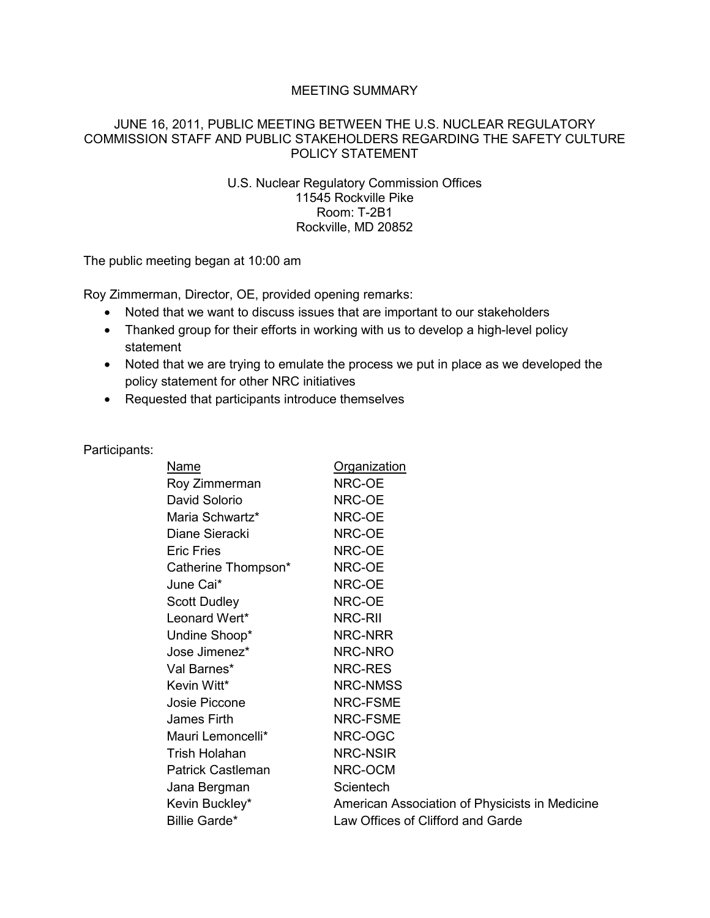# MEETING SUMMARY

## JUNE 16, 2011, PUBLIC MEETING BETWEEN THE U.S. NUCLEAR REGULATORY COMMISSION STAFF AND PUBLIC STAKEHOLDERS REGARDING THE SAFETY CULTURE POLICY STATEMENT

U.S. Nuclear Regulatory Commission Offices
11545 Rockville Pike
Room: T-2B1
Rockville, MD 20852

The public meeting began at 10:00 am

Roy Zimmerman, Director, OE, provided opening remarks:

- Noted that we want to discuss issues that are important to our stakeholders
- Thanked group for their efforts in working with us to develop a high-level policy statement
- Noted that we are trying to emulate the process we put in place as we developed the policy statement for other NRC initiatives
- Requested that participants introduce themselves

Participants:

| Name | Organization |
|---|---|
| Roy Zimmerman | NRC-OE |
| David Solorio | NRC-OE |
| Maria Schwartz* | NRC-OE |
| Diane Sieracki | NRC-OE |
| Eric Fries | NRC-OE |
| Catherine Thompson* | NRC-OE |
| June Cai* | NRC-OE |
| Scott Dudley | NRC-OE |
| Leonard Wert* | NRC-RII |
| Undine Shoop* | NRC-NRR |
| Jose Jimenez* | NRC-NRO |
| Val Barnes* | NRC-RES |
| Kevin Witt* | NRC-NMSS |
| Josie Piccone | NRC-FSME |
| James Firth | NRC-FSME |
| Mauri Lemoncelli* | NRC-OGC |
| Trish Holahan | NRC-NSIR |
| Patrick Castleman | NRC-OCM |
| Jana Bergman | Scientech |
| Kevin Buckley* | American Association of Physicists in Medicine |
| Billie Garde* | Law Offices of Clifford and Garde |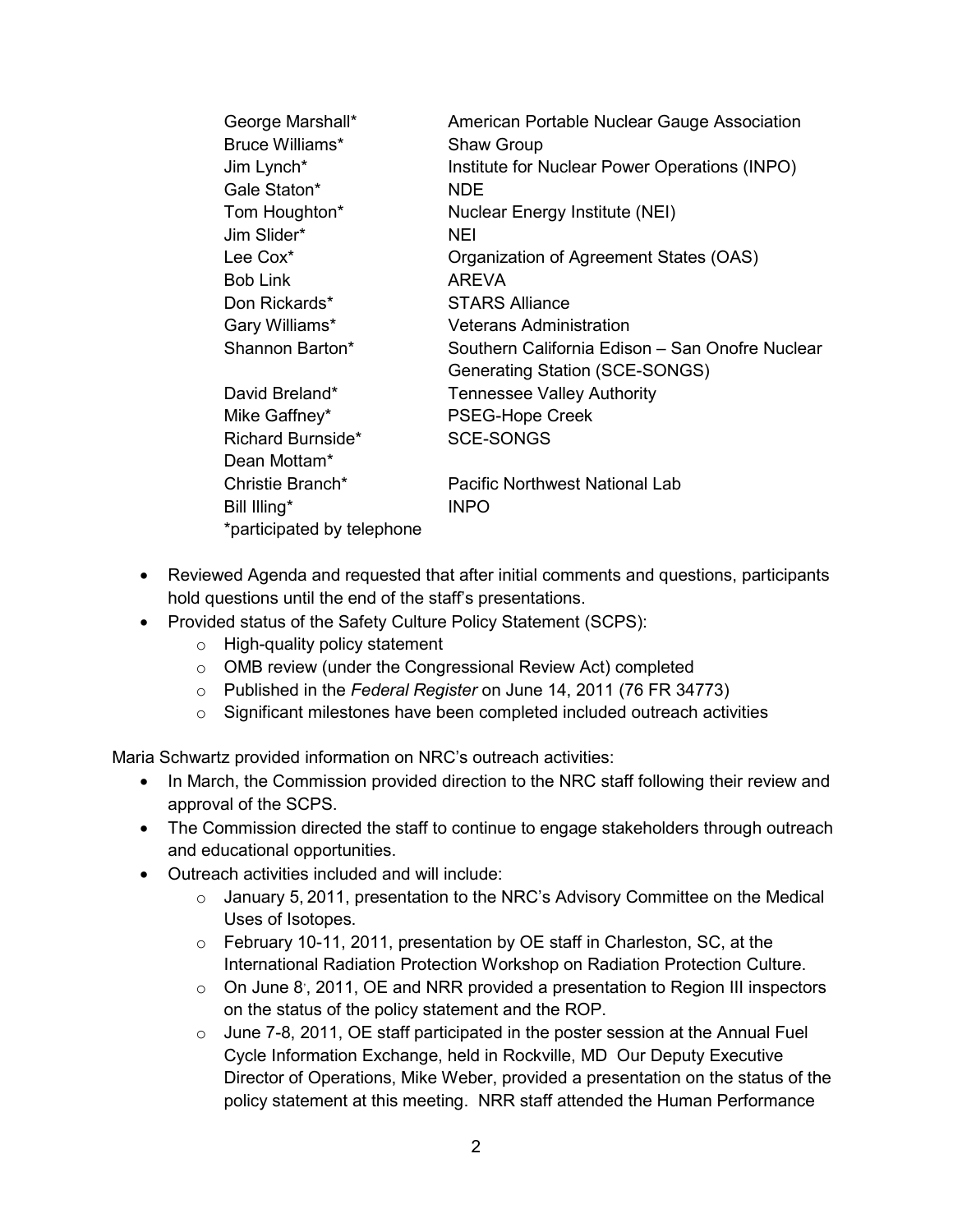| | |
|---|---|
| George Marshall* | American Portable Nuclear Gauge Association |
| Bruce Williams* | Shaw Group |
| Jim Lynch* | Institute for Nuclear Power Operations (INPO) |
| Gale Staton* | NDE |
| Tom Houghton* | Nuclear Energy Institute (NEI) |
| Jim Slider* | NEI |
| Lee Cox* | Organization of Agreement States (OAS) |
| Bob Link | AREVA |
| Don Rickards* | STARS Alliance |
| Gary Williams* | Veterans Administration |
| Shannon Barton* | Southern California Edison – San Onofre Nuclear Generating Station (SCE-SONGS) |
| David Breland* | Tennessee Valley Authority |
| Mike Gaffney* | PSEG-Hope Creek |
| Richard Burnside* | SCE-SONGS |
| Dean Mottam* | |
| Christie Branch* | Pacific Northwest National Lab |
| Bill Illing* | INPO |

*participated by telephone

- Reviewed Agenda and requested that after initial comments and questions, participants hold questions until the end of the staff's presentations.
- Provided status of the Safety Culture Policy Statement (SCPS):
  - High-quality policy statement
  - OMB review (under the Congressional Review Act) completed
  - Published in the *Federal Register* on June 14, 2011 (76 FR 34773)
  - Significant milestones have been completed included outreach activities

Maria Schwartz provided information on NRC's outreach activities:

- In March, the Commission provided direction to the NRC staff following their review and approval of the SCPS.
- The Commission directed the staff to continue to engage stakeholders through outreach and educational opportunities.
- Outreach activities included and will include:
  - January 5, 2011, presentation to the NRC's Advisory Committee on the Medical Uses of Isotopes.
  - February 10-11, 2011, presentation by OE staff in Charleston, SC, at the International Radiation Protection Workshop on Radiation Protection Culture.
  - On June 8, 2011, OE and NRR provided a presentation to Region III inspectors on the status of the policy statement and the ROP.
  - June 7-8, 2011, OE staff participated in the poster session at the Annual Fuel Cycle Information Exchange, held in Rockville, MD Our Deputy Executive Director of Operations, Mike Weber, provided a presentation on the status of the policy statement at this meeting. NRR staff attended the Human Performance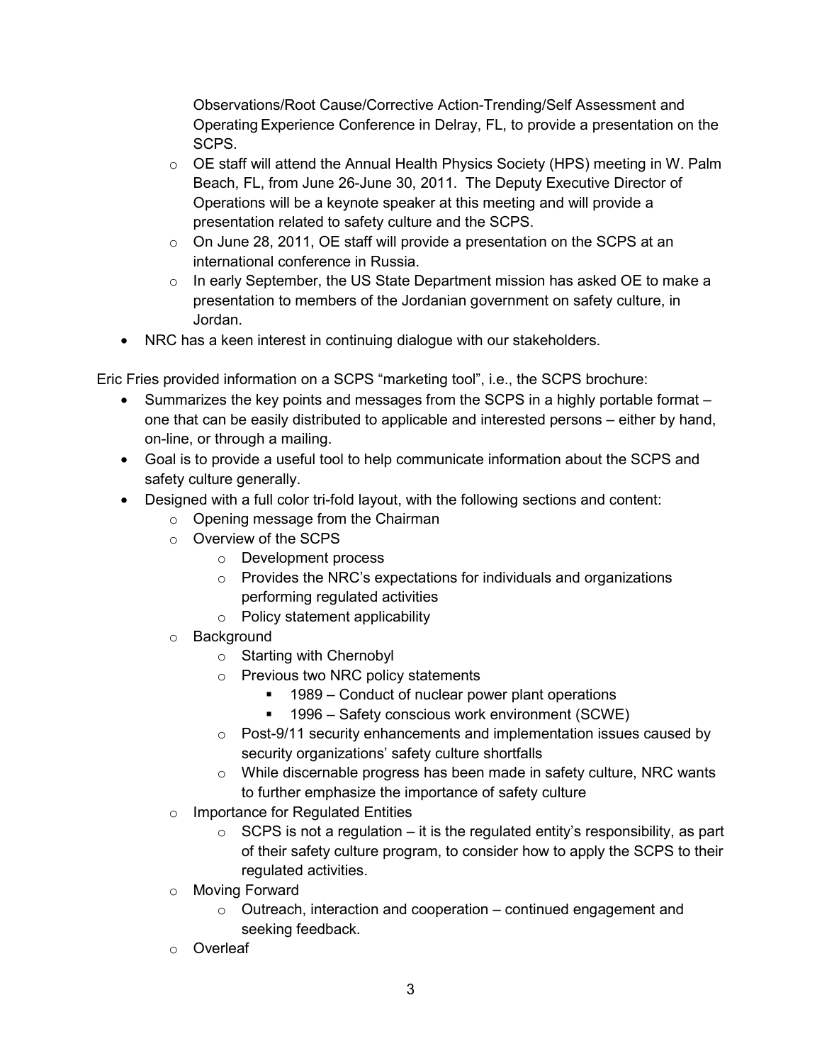Observations/Root Cause/Corrective Action-Trending/Self Assessment and Operating Experience Conference in Delray, FL, to provide a presentation on the SCPS.
  - OE staff will attend the Annual Health Physics Society (HPS) meeting in W. Palm Beach, FL, from June 26-June 30, 2011. The Deputy Executive Director of Operations will be a keynote speaker at this meeting and will provide a presentation related to safety culture and the SCPS.
  - On June 28, 2011, OE staff will provide a presentation on the SCPS at an international conference in Russia.
  - In early September, the US State Department mission has asked OE to make a presentation to members of the Jordanian government on safety culture, in Jordan.
- NRC has a keen interest in continuing dialogue with our stakeholders.

Eric Fries provided information on a SCPS "marketing tool", i.e., the SCPS brochure:

- Summarizes the key points and messages from the SCPS in a highly portable format – one that can be easily distributed to applicable and interested persons – either by hand, on-line, or through a mailing.
- Goal is to provide a useful tool to help communicate information about the SCPS and safety culture generally.
- Designed with a full color tri-fold layout, with the following sections and content:
  - Opening message from the Chairman
  - Overview of the SCPS
    - Development process
    - Provides the NRC's expectations for individuals and organizations performing regulated activities
    - Policy statement applicability
  - Background
    - Starting with Chernobyl
    - Previous two NRC policy statements
      - 1989 – Conduct of nuclear power plant operations
      - 1996 – Safety conscious work environment (SCWE)
    - Post-9/11 security enhancements and implementation issues caused by security organizations' safety culture shortfalls
    - While discernable progress has been made in safety culture, NRC wants to further emphasize the importance of safety culture
  - Importance for Regulated Entities
    - SCPS is not a regulation – it is the regulated entity's responsibility, as part of their safety culture program, to consider how to apply the SCPS to their regulated activities.
  - Moving Forward
    - Outreach, interaction and cooperation – continued engagement and seeking feedback.
  - Overleaf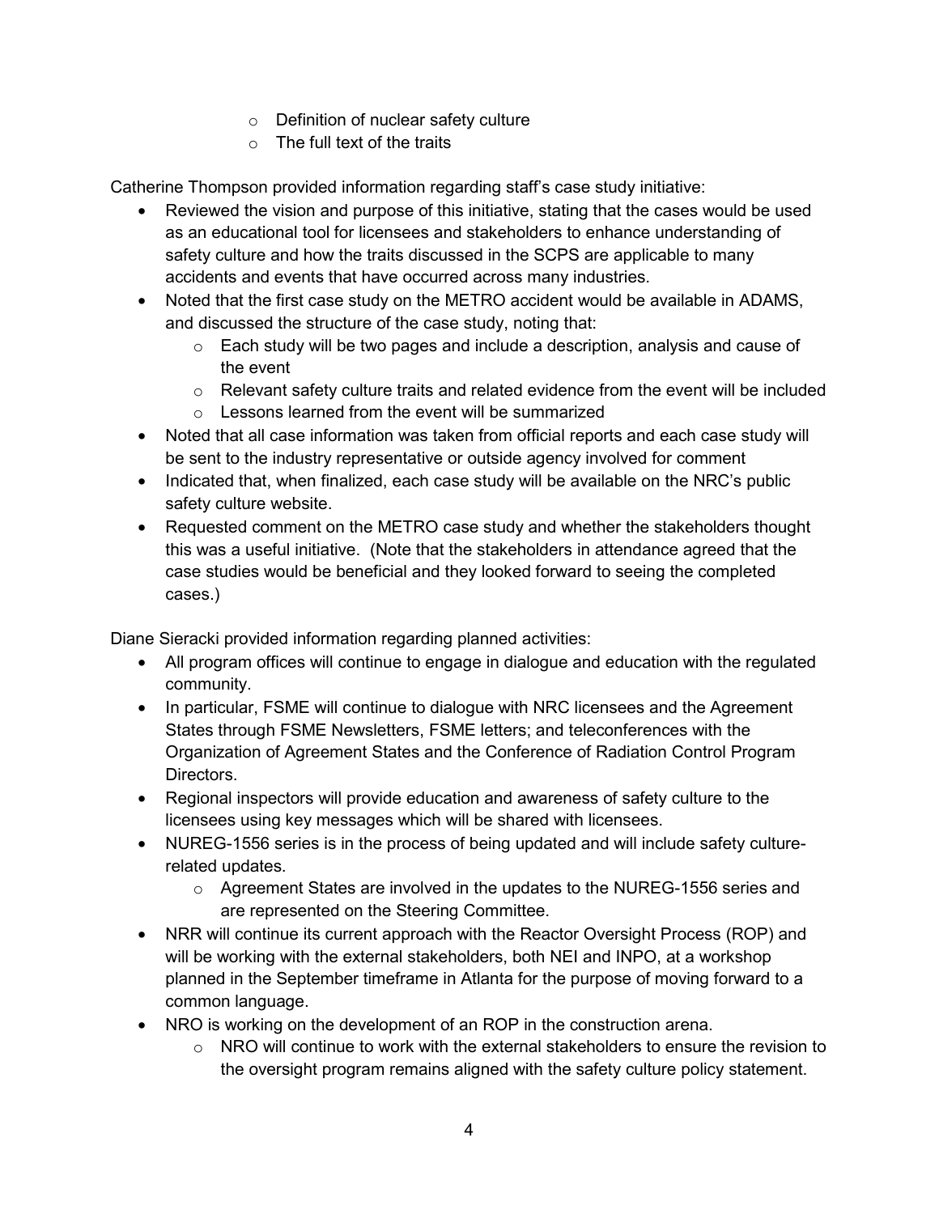- Definition of nuclear safety culture
- The full text of the traits

Catherine Thompson provided information regarding staff's case study initiative:

- Reviewed the vision and purpose of this initiative, stating that the cases would be used as an educational tool for licensees and stakeholders to enhance understanding of safety culture and how the traits discussed in the SCPS are applicable to many accidents and events that have occurred across many industries.
- Noted that the first case study on the METRO accident would be available in ADAMS, and discussed the structure of the case study, noting that:
  - Each study will be two pages and include a description, analysis and cause of the event
  - Relevant safety culture traits and related evidence from the event will be included
  - Lessons learned from the event will be summarized
- Noted that all case information was taken from official reports and each case study will be sent to the industry representative or outside agency involved for comment
- Indicated that, when finalized, each case study will be available on the NRC's public safety culture website.
- Requested comment on the METRO case study and whether the stakeholders thought this was a useful initiative. (Note that the stakeholders in attendance agreed that the case studies would be beneficial and they looked forward to seeing the completed cases.)

Diane Sieracki provided information regarding planned activities:

- All program offices will continue to engage in dialogue and education with the regulated community.
- In particular, FSME will continue to dialogue with NRC licensees and the Agreement States through FSME Newsletters, FSME letters; and teleconferences with the Organization of Agreement States and the Conference of Radiation Control Program Directors.
- Regional inspectors will provide education and awareness of safety culture to the licensees using key messages which will be shared with licensees.
- NUREG-1556 series is in the process of being updated and will include safety culture-related updates.
  - Agreement States are involved in the updates to the NUREG-1556 series and are represented on the Steering Committee.
- NRR will continue its current approach with the Reactor Oversight Process (ROP) and will be working with the external stakeholders, both NEI and INPO, at a workshop planned in the September timeframe in Atlanta for the purpose of moving forward to a common language.
- NRO is working on the development of an ROP in the construction arena.
  - NRO will continue to work with the external stakeholders to ensure the revision to the oversight program remains aligned with the safety culture policy statement.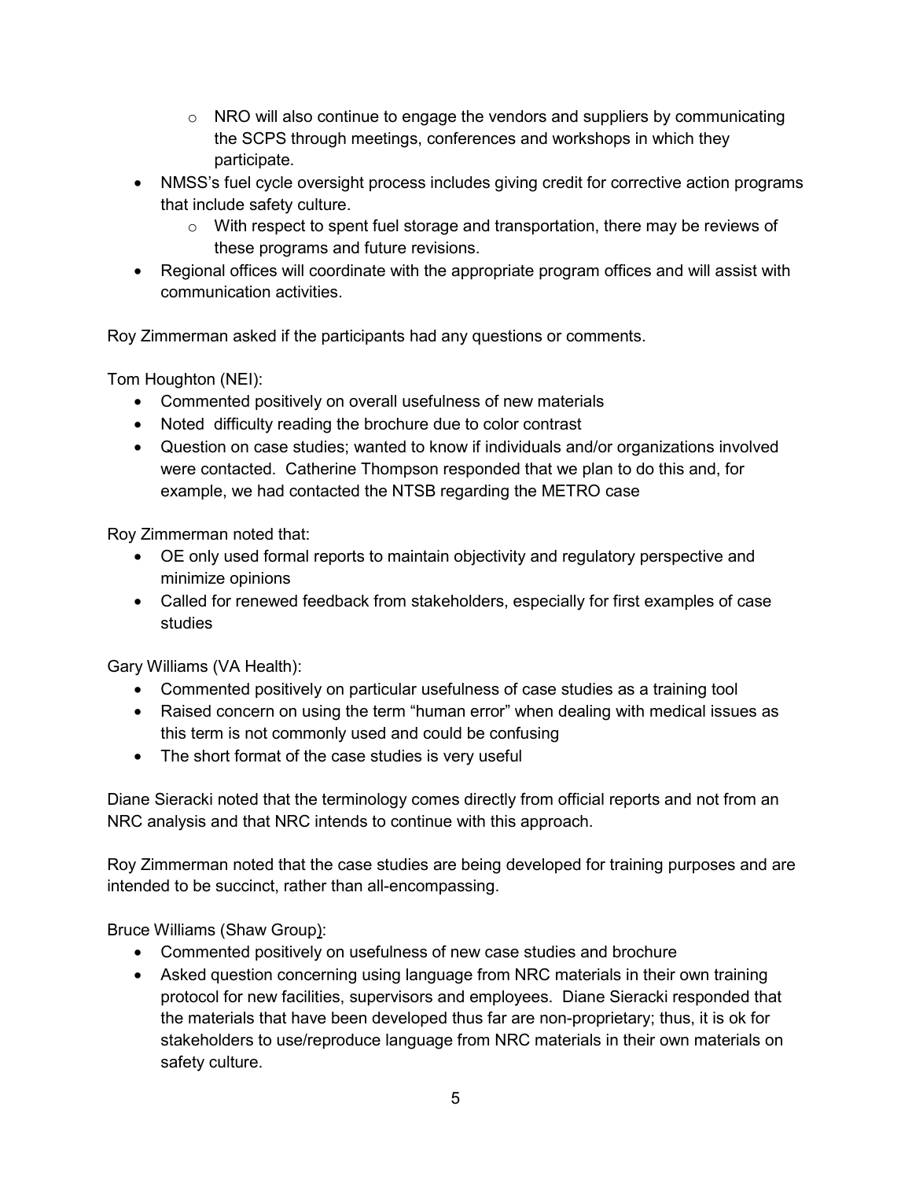- NRO will also continue to engage the vendors and suppliers by communicating the SCPS through meetings, conferences and workshops in which they participate.
- NMSS's fuel cycle oversight process includes giving credit for corrective action programs that include safety culture.
    - With respect to spent fuel storage and transportation, there may be reviews of these programs and future revisions.
- Regional offices will coordinate with the appropriate program offices and will assist with communication activities.

Roy Zimmerman asked if the participants had any questions or comments.

Tom Houghton (NEI):

- Commented positively on overall usefulness of new materials
- Noted difficulty reading the brochure due to color contrast
- Question on case studies; wanted to know if individuals and/or organizations involved were contacted. Catherine Thompson responded that we plan to do this and, for example, we had contacted the NTSB regarding the METRO case

Roy Zimmerman noted that:

- OE only used formal reports to maintain objectivity and regulatory perspective and minimize opinions
- Called for renewed feedback from stakeholders, especially for first examples of case studies

Gary Williams (VA Health):

- Commented positively on particular usefulness of case studies as a training tool
- Raised concern on using the term "human error" when dealing with medical issues as this term is not commonly used and could be confusing
- The short format of the case studies is very useful

Diane Sieracki noted that the terminology comes directly from official reports and not from an NRC analysis and that NRC intends to continue with this approach.

Roy Zimmerman noted that the case studies are being developed for training purposes and are intended to be succinct, rather than all-encompassing.

Bruce Williams (Shaw Group):

- Commented positively on usefulness of new case studies and brochure
- Asked question concerning using language from NRC materials in their own training protocol for new facilities, supervisors and employees. Diane Sieracki responded that the materials that have been developed thus far are non-proprietary; thus, it is ok for stakeholders to use/reproduce language from NRC materials in their own materials on safety culture.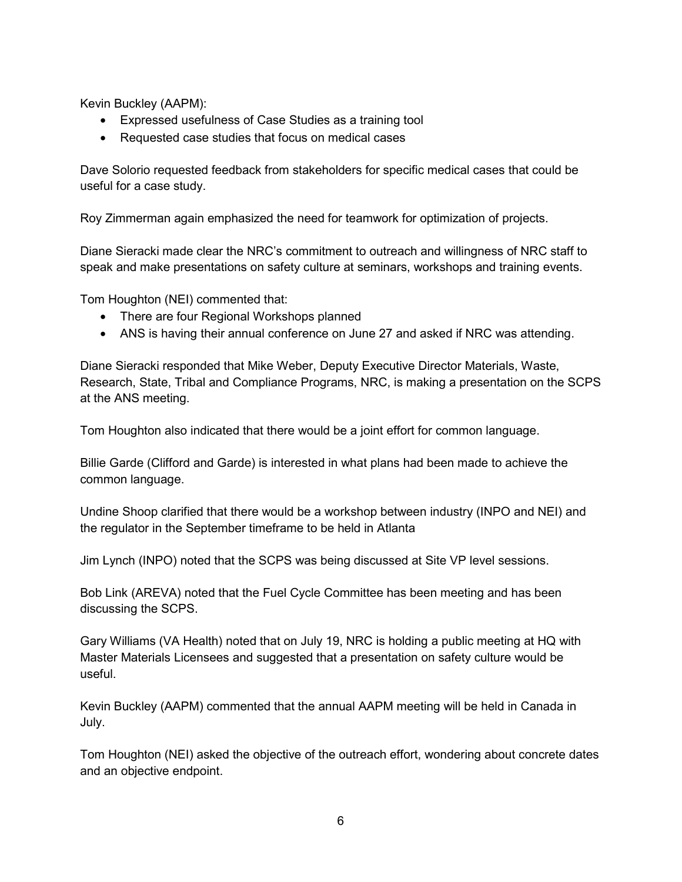Kevin Buckley (AAPM):

- Expressed usefulness of Case Studies as a training tool
- Requested case studies that focus on medical cases

Dave Solorio requested feedback from stakeholders for specific medical cases that could be useful for a case study.

Roy Zimmerman again emphasized the need for teamwork for optimization of projects.

Diane Sieracki made clear the NRC's commitment to outreach and willingness of NRC staff to speak and make presentations on safety culture at seminars, workshops and training events.

Tom Houghton (NEI) commented that:

- There are four Regional Workshops planned
- ANS is having their annual conference on June 27 and asked if NRC was attending.

Diane Sieracki responded that Mike Weber, Deputy Executive Director Materials, Waste, Research, State, Tribal and Compliance Programs, NRC, is making a presentation on the SCPS at the ANS meeting.

Tom Houghton also indicated that there would be a joint effort for common language.

Billie Garde (Clifford and Garde) is interested in what plans had been made to achieve the common language.

Undine Shoop clarified that there would be a workshop between industry (INPO and NEI) and the regulator in the September timeframe to be held in Atlanta

Jim Lynch (INPO) noted that the SCPS was being discussed at Site VP level sessions.

Bob Link (AREVA) noted that the Fuel Cycle Committee has been meeting and has been discussing the SCPS.

Gary Williams (VA Health) noted that on July 19, NRC is holding a public meeting at HQ with Master Materials Licensees and suggested that a presentation on safety culture would be useful.

Kevin Buckley (AAPM) commented that the annual AAPM meeting will be held in Canada in July.

Tom Houghton (NEI) asked the objective of the outreach effort, wondering about concrete dates and an objective endpoint.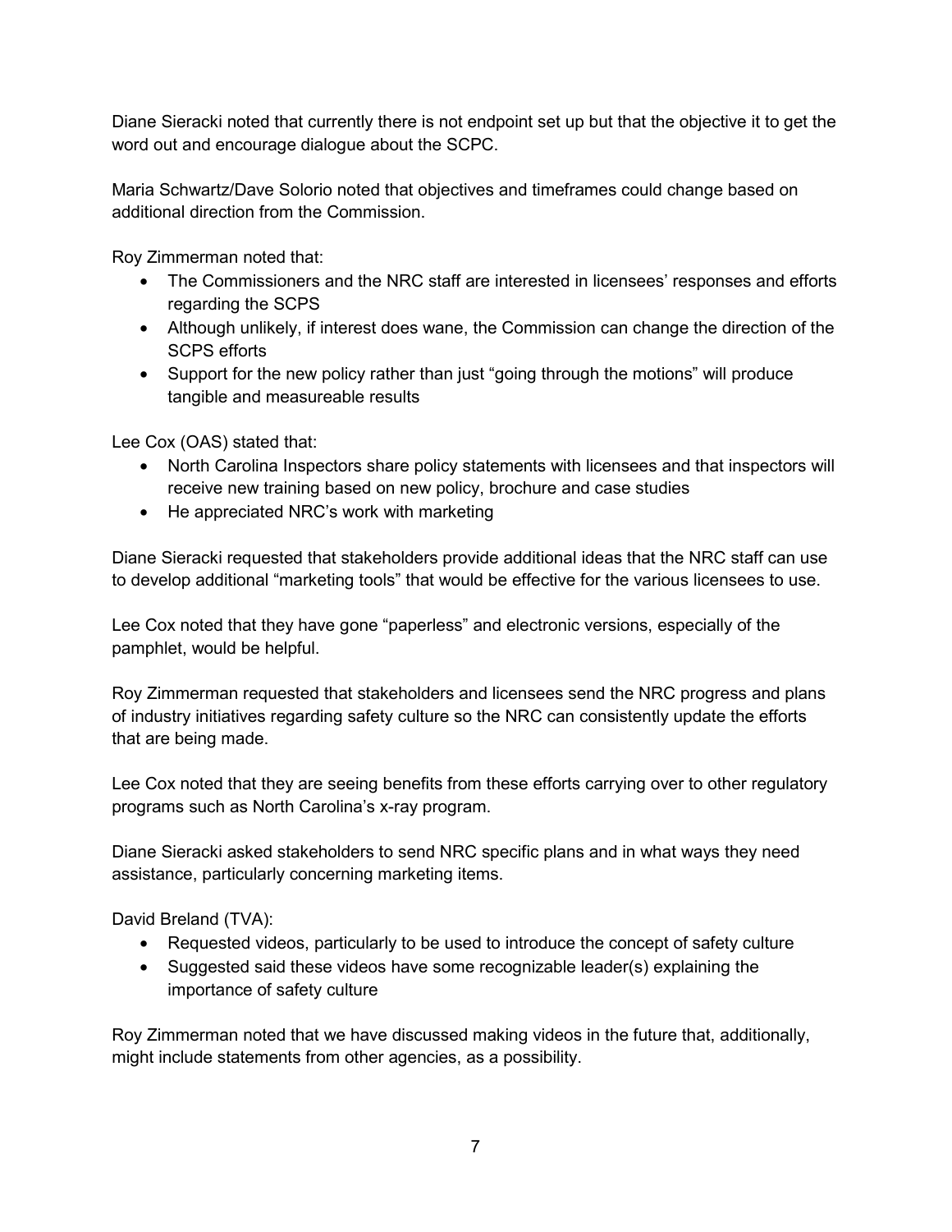Diane Sieracki noted that currently there is not endpoint set up but that the objective it to get the word out and encourage dialogue about the SCPC.

Maria Schwartz/Dave Solorio noted that objectives and timeframes could change based on additional direction from the Commission.

Roy Zimmerman noted that:

- The Commissioners and the NRC staff are interested in licensees' responses and efforts regarding the SCPS
- Although unlikely, if interest does wane, the Commission can change the direction of the SCPS efforts
- Support for the new policy rather than just "going through the motions" will produce tangible and measureable results

Lee Cox (OAS) stated that:

- North Carolina Inspectors share policy statements with licensees and that inspectors will receive new training based on new policy, brochure and case studies
- He appreciated NRC's work with marketing

Diane Sieracki requested that stakeholders provide additional ideas that the NRC staff can use to develop additional "marketing tools" that would be effective for the various licensees to use.

Lee Cox noted that they have gone "paperless" and electronic versions, especially of the pamphlet, would be helpful.

Roy Zimmerman requested that stakeholders and licensees send the NRC progress and plans of industry initiatives regarding safety culture so the NRC can consistently update the efforts that are being made.

Lee Cox noted that they are seeing benefits from these efforts carrying over to other regulatory programs such as North Carolina's x-ray program.

Diane Sieracki asked stakeholders to send NRC specific plans and in what ways they need assistance, particularly concerning marketing items.

David Breland (TVA):

- Requested videos, particularly to be used to introduce the concept of safety culture
- Suggested said these videos have some recognizable leader(s) explaining the importance of safety culture

Roy Zimmerman noted that we have discussed making videos in the future that, additionally, might include statements from other agencies, as a possibility.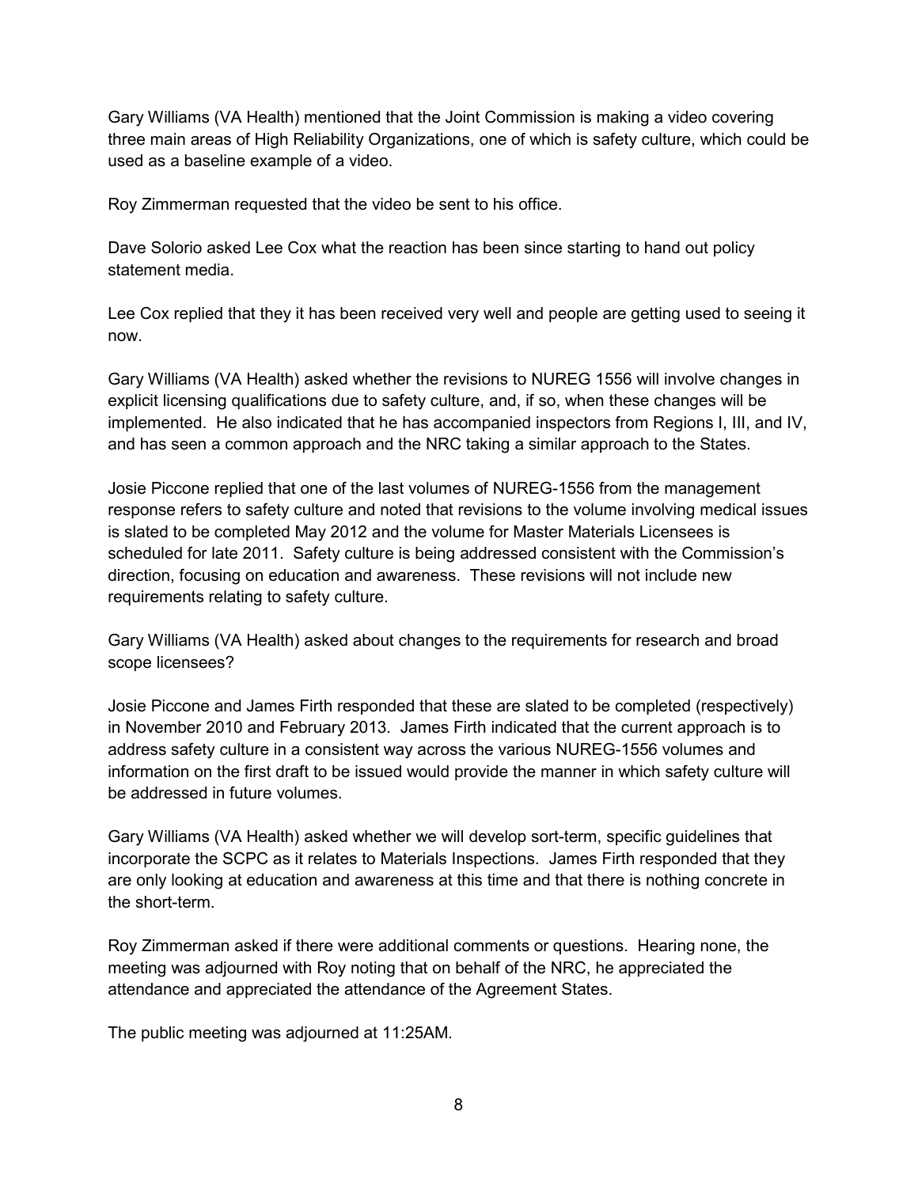Gary Williams (VA Health) mentioned that the Joint Commission is making a video covering three main areas of High Reliability Organizations, one of which is safety culture, which could be used as a baseline example of a video.

Roy Zimmerman requested that the video be sent to his office.

Dave Solorio asked Lee Cox what the reaction has been since starting to hand out policy statement media.

Lee Cox replied that they it has been received very well and people are getting used to seeing it now.

Gary Williams (VA Health) asked whether the revisions to NUREG 1556 will involve changes in explicit licensing qualifications due to safety culture, and, if so, when these changes will be implemented. He also indicated that he has accompanied inspectors from Regions I, III, and IV, and has seen a common approach and the NRC taking a similar approach to the States.

Josie Piccone replied that one of the last volumes of NUREG-1556 from the management response refers to safety culture and noted that revisions to the volume involving medical issues is slated to be completed May 2012 and the volume for Master Materials Licensees is scheduled for late 2011. Safety culture is being addressed consistent with the Commission's direction, focusing on education and awareness. These revisions will not include new requirements relating to safety culture.

Gary Williams (VA Health) asked about changes to the requirements for research and broad scope licensees?

Josie Piccone and James Firth responded that these are slated to be completed (respectively) in November 2010 and February 2013. James Firth indicated that the current approach is to address safety culture in a consistent way across the various NUREG-1556 volumes and information on the first draft to be issued would provide the manner in which safety culture will be addressed in future volumes.

Gary Williams (VA Health) asked whether we will develop sort-term, specific guidelines that incorporate the SCPC as it relates to Materials Inspections. James Firth responded that they are only looking at education and awareness at this time and that there is nothing concrete in the short-term.

Roy Zimmerman asked if there were additional comments or questions. Hearing none, the meeting was adjourned with Roy noting that on behalf of the NRC, he appreciated the attendance and appreciated the attendance of the Agreement States.

The public meeting was adjourned at 11:25AM.